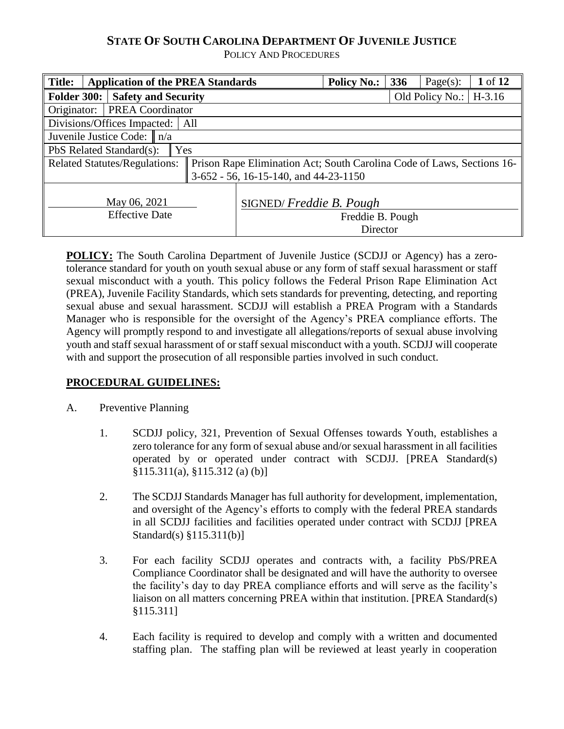# STATE OF SOUTH CAROLINA DEPARTMENT OF JUVENILE JUSTICE

POLICY AND PROCEDURES

| Title: | Application of the PREA Standards | | Policy No.: | 336 | Page(s): | 1 of 12 |
|---|---|---|---|---|---|---|
| Folder 300: | Safety and Security | | | Old Policy No.: | | H-3.16 |
| Originator: | PREA Coordinator | | | | | |
| Divisions/Offices Impacted: | All | | | | | |
| Juvenile Justice Code: | n/a | | | | | |
| PbS Related Standard(s): | Yes | | | | | |
| Related Statutes/Regulations: | Prison Rape Elimination Act; South Carolina Code of Laws, Sections 16-3-652 - 56, 16-15-140, and 44-23-1150 | | | | | |
| May 06, 2021<br>Effective Date | | SIGNED/ *Freddie B. Pough*<br>Freddie B. Pough<br>Director | | | | |

**POLICY:** The South Carolina Department of Juvenile Justice (SCDJJ or Agency) has a zero-tolerance standard for youth on youth sexual abuse or any form of staff sexual harassment or staff sexual misconduct with a youth. This policy follows the Federal Prison Rape Elimination Act (PREA), Juvenile Facility Standards, which sets standards for preventing, detecting, and reporting sexual abuse and sexual harassment. SCDJJ will establish a PREA Program with a Standards Manager who is responsible for the oversight of the Agency's PREA compliance efforts. The Agency will promptly respond to and investigate all allegations/reports of sexual abuse involving youth and staff sexual harassment of or staff sexual misconduct with a youth. SCDJJ will cooperate with and support the prosecution of all responsible parties involved in such conduct.

**PROCEDURAL GUIDELINES:**

A. Preventive Planning

1. SCDJJ policy, 321, Prevention of Sexual Offenses towards Youth, establishes a zero tolerance for any form of sexual abuse and/or sexual harassment in all facilities operated by or operated under contract with SCDJJ. [PREA Standard(s) §115.311(a), §115.312 (a) (b)]

2. The SCDJJ Standards Manager has full authority for development, implementation, and oversight of the Agency's efforts to comply with the federal PREA standards in all SCDJJ facilities and facilities operated under contract with SCDJJ [PREA Standard(s) §115.311(b)]

3. For each facility SCDJJ operates and contracts with, a facility PbS/PREA Compliance Coordinator shall be designated and will have the authority to oversee the facility's day to day PREA compliance efforts and will serve as the facility's liaison on all matters concerning PREA within that institution. [PREA Standard(s) §115.311]

4. Each facility is required to develop and comply with a written and documented staffing plan. The staffing plan will be reviewed at least yearly in cooperation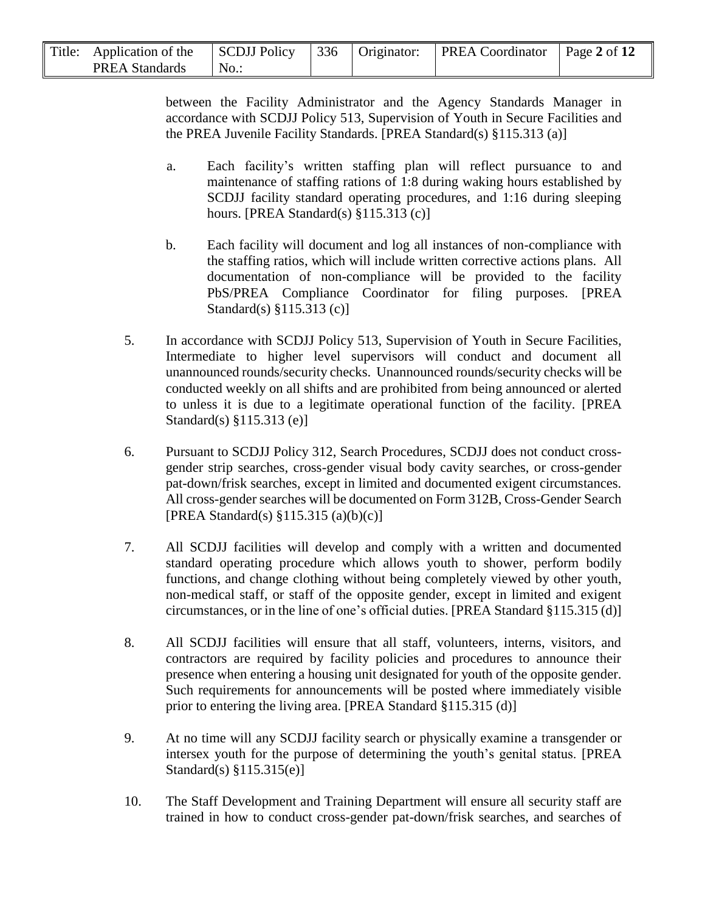between the Facility Administrator and the Agency Standards Manager in accordance with SCDJJ Policy 513, Supervision of Youth in Secure Facilities and the PREA Juvenile Facility Standards. [PREA Standard(s) §115.313 (a)]

a. Each facility's written staffing plan will reflect pursuance to and maintenance of staffing rations of 1:8 during waking hours established by SCDJJ facility standard operating procedures, and 1:16 during sleeping hours. [PREA Standard(s) §115.313 (c)]

b. Each facility will document and log all instances of non-compliance with the staffing ratios, which will include written corrective actions plans. All documentation of non-compliance will be provided to the facility PbS/PREA Compliance Coordinator for filing purposes. [PREA Standard(s) §115.313 (c)]

5. In accordance with SCDJJ Policy 513, Supervision of Youth in Secure Facilities, Intermediate to higher level supervisors will conduct and document all unannounced rounds/security checks. Unannounced rounds/security checks will be conducted weekly on all shifts and are prohibited from being announced or alerted to unless it is due to a legitimate operational function of the facility. [PREA Standard(s) §115.313 (e)]

6. Pursuant to SCDJJ Policy 312, Search Procedures, SCDJJ does not conduct cross-gender strip searches, cross-gender visual body cavity searches, or cross-gender pat-down/frisk searches, except in limited and documented exigent circumstances. All cross-gender searches will be documented on Form 312B, Cross-Gender Search [PREA Standard(s) §115.315 (a)(b)(c)]

7. All SCDJJ facilities will develop and comply with a written and documented standard operating procedure which allows youth to shower, perform bodily functions, and change clothing without being completely viewed by other youth, non-medical staff, or staff of the opposite gender, except in limited and exigent circumstances, or in the line of one's official duties. [PREA Standard §115.315 (d)]

8. All SCDJJ facilities will ensure that all staff, volunteers, interns, visitors, and contractors are required by facility policies and procedures to announce their presence when entering a housing unit designated for youth of the opposite gender. Such requirements for announcements will be posted where immediately visible prior to entering the living area. [PREA Standard §115.315 (d)]

9. At no time will any SCDJJ facility search or physically examine a transgender or intersex youth for the purpose of determining the youth's genital status. [PREA Standard(s) §115.315(e)]

10. The Staff Development and Training Department will ensure all security staff are trained in how to conduct cross-gender pat-down/frisk searches, and searches of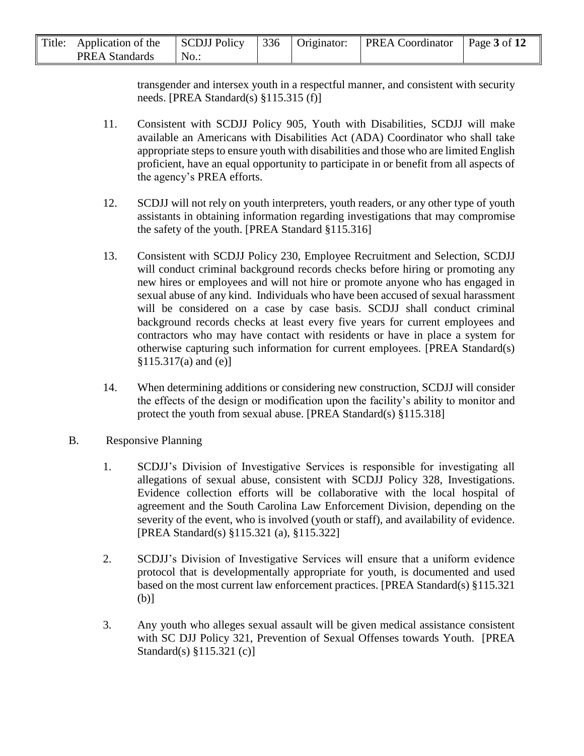transgender and intersex youth in a respectful manner, and consistent with security needs. [PREA Standard(s) §115.315 (f)]

11. Consistent with SCDJJ Policy 905, Youth with Disabilities, SCDJJ will make available an Americans with Disabilities Act (ADA) Coordinator who shall take appropriate steps to ensure youth with disabilities and those who are limited English proficient, have an equal opportunity to participate in or benefit from all aspects of the agency's PREA efforts.

12. SCDJJ will not rely on youth interpreters, youth readers, or any other type of youth assistants in obtaining information regarding investigations that may compromise the safety of the youth. [PREA Standard §115.316]

13. Consistent with SCDJJ Policy 230, Employee Recruitment and Selection, SCDJJ will conduct criminal background records checks before hiring or promoting any new hires or employees and will not hire or promote anyone who has engaged in sexual abuse of any kind. Individuals who have been accused of sexual harassment will be considered on a case by case basis. SCDJJ shall conduct criminal background records checks at least every five years for current employees and contractors who may have contact with residents or have in place a system for otherwise capturing such information for current employees. [PREA Standard(s) §115.317(a) and (e)]

14. When determining additions or considering new construction, SCDJJ will consider the effects of the design or modification upon the facility's ability to monitor and protect the youth from sexual abuse. [PREA Standard(s) §115.318]

B. Responsive Planning

1. SCDJJ's Division of Investigative Services is responsible for investigating all allegations of sexual abuse, consistent with SCDJJ Policy 328, Investigations. Evidence collection efforts will be collaborative with the local hospital of agreement and the South Carolina Law Enforcement Division, depending on the severity of the event, who is involved (youth or staff), and availability of evidence. [PREA Standard(s) §115.321 (a), §115.322]

2. SCDJJ's Division of Investigative Services will ensure that a uniform evidence protocol that is developmentally appropriate for youth, is documented and used based on the most current law enforcement practices. [PREA Standard(s) §115.321 (b)]

3. Any youth who alleges sexual assault will be given medical assistance consistent with SC DJJ Policy 321, Prevention of Sexual Offenses towards Youth. [PREA Standard(s) §115.321 (c)]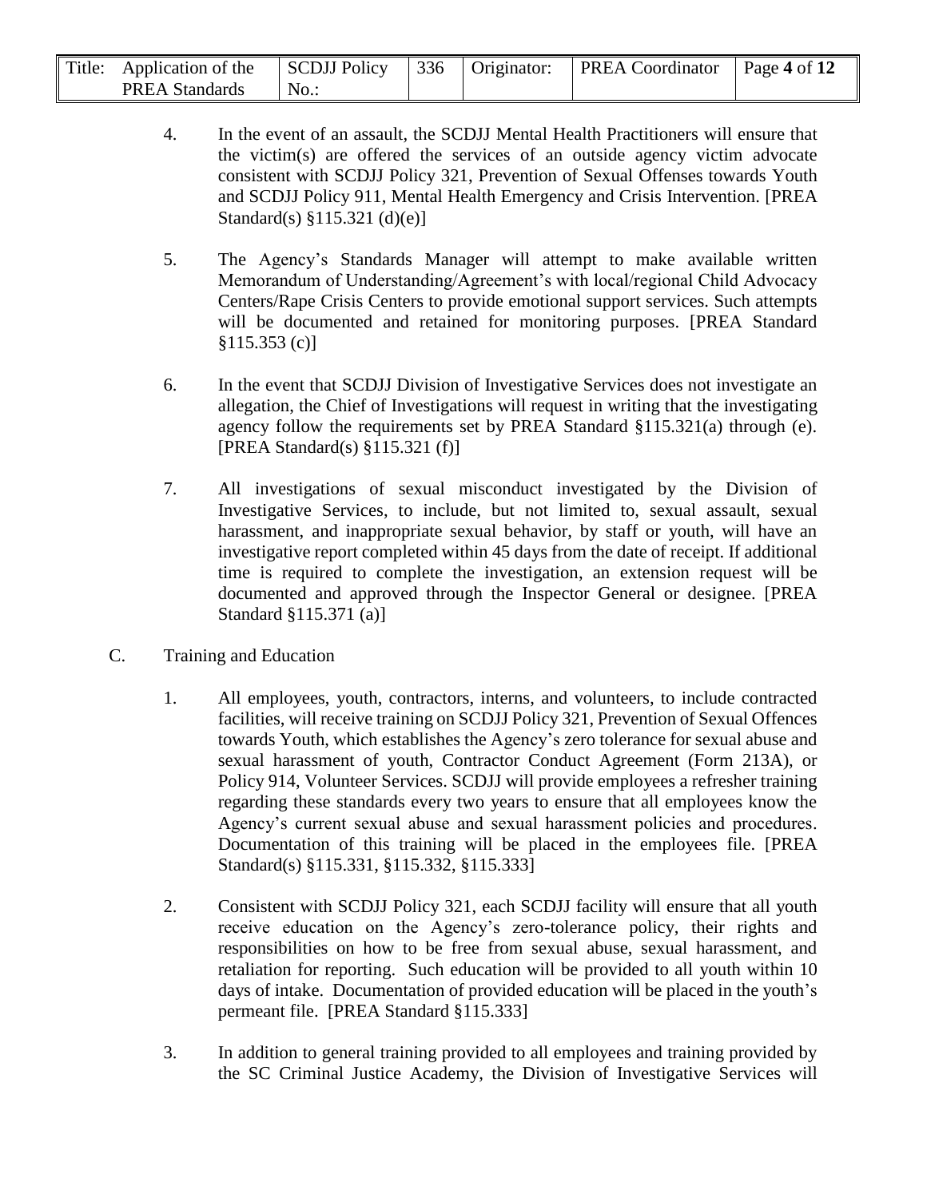4. In the event of an assault, the SCDJJ Mental Health Practitioners will ensure that the victim(s) are offered the services of an outside agency victim advocate consistent with SCDJJ Policy 321, Prevention of Sexual Offenses towards Youth and SCDJJ Policy 911, Mental Health Emergency and Crisis Intervention. [PREA Standard(s) §115.321 (d)(e)]

5. The Agency's Standards Manager will attempt to make available written Memorandum of Understanding/Agreement's with local/regional Child Advocacy Centers/Rape Crisis Centers to provide emotional support services. Such attempts will be documented and retained for monitoring purposes. [PREA Standard §115.353 (c)]

6. In the event that SCDJJ Division of Investigative Services does not investigate an allegation, the Chief of Investigations will request in writing that the investigating agency follow the requirements set by PREA Standard §115.321(a) through (e). [PREA Standard(s) §115.321 (f)]

7. All investigations of sexual misconduct investigated by the Division of Investigative Services, to include, but not limited to, sexual assault, sexual harassment, and inappropriate sexual behavior, by staff or youth, will have an investigative report completed within 45 days from the date of receipt. If additional time is required to complete the investigation, an extension request will be documented and approved through the Inspector General or designee. [PREA Standard §115.371 (a)]

C. Training and Education

1. All employees, youth, contractors, interns, and volunteers, to include contracted facilities, will receive training on SCDJJ Policy 321, Prevention of Sexual Offences towards Youth, which establishes the Agency's zero tolerance for sexual abuse and sexual harassment of youth, Contractor Conduct Agreement (Form 213A), or Policy 914, Volunteer Services. SCDJJ will provide employees a refresher training regarding these standards every two years to ensure that all employees know the Agency's current sexual abuse and sexual harassment policies and procedures. Documentation of this training will be placed in the employees file. [PREA Standard(s) §115.331, §115.332, §115.333]

2. Consistent with SCDJJ Policy 321, each SCDJJ facility will ensure that all youth receive education on the Agency's zero-tolerance policy, their rights and responsibilities on how to be free from sexual abuse, sexual harassment, and retaliation for reporting. Such education will be provided to all youth within 10 days of intake. Documentation of provided education will be placed in the youth's permeant file. [PREA Standard §115.333]

3. In addition to general training provided to all employees and training provided by the SC Criminal Justice Academy, the Division of Investigative Services will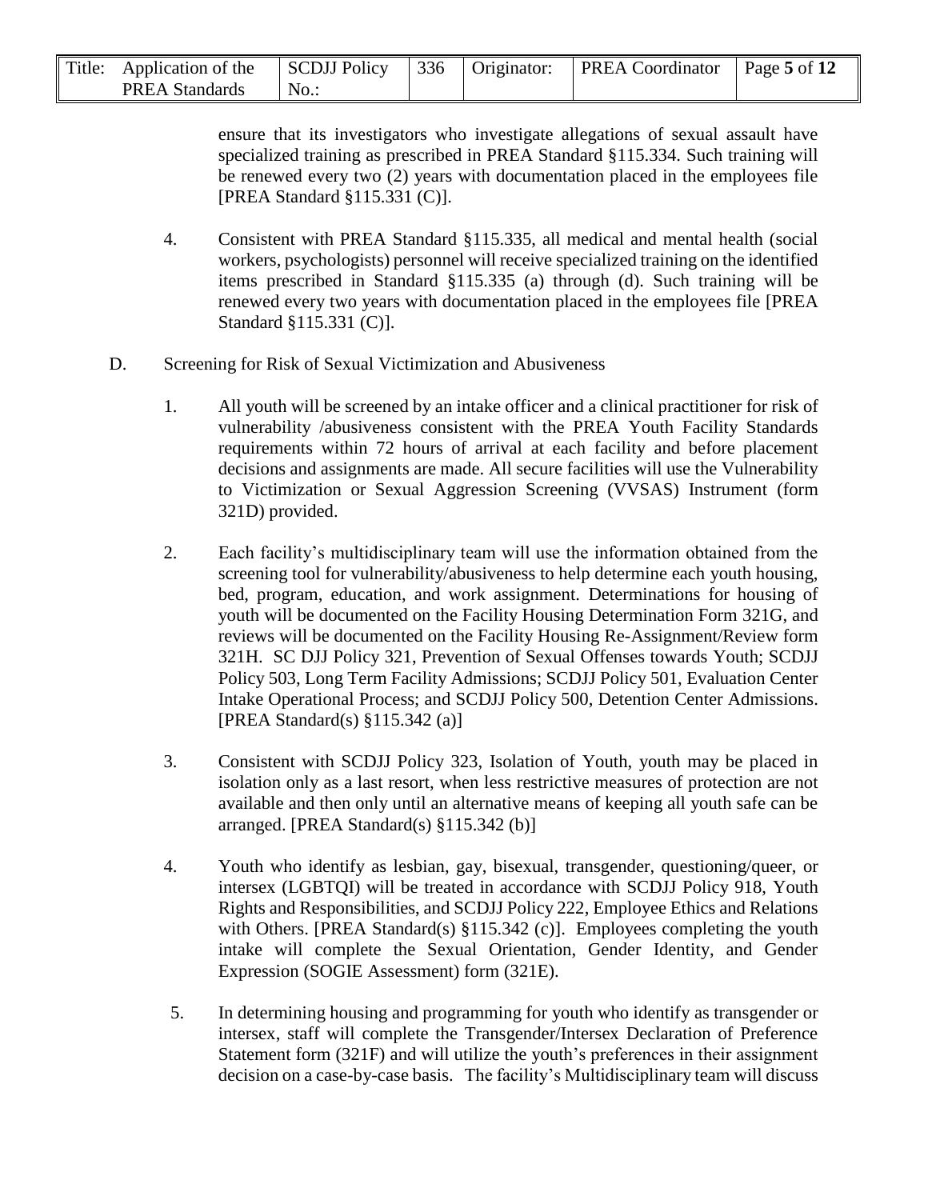ensure that its investigators who investigate allegations of sexual assault have specialized training as prescribed in PREA Standard §115.334. Such training will be renewed every two (2) years with documentation placed in the employees file [PREA Standard §115.331 (C)].

4. Consistent with PREA Standard §115.335, all medical and mental health (social workers, psychologists) personnel will receive specialized training on the identified items prescribed in Standard §115.335 (a) through (d). Such training will be renewed every two years with documentation placed in the employees file [PREA Standard §115.331 (C)].

D. Screening for Risk of Sexual Victimization and Abusiveness

1. All youth will be screened by an intake officer and a clinical practitioner for risk of vulnerability /abusiveness consistent with the PREA Youth Facility Standards requirements within 72 hours of arrival at each facility and before placement decisions and assignments are made. All secure facilities will use the Vulnerability to Victimization or Sexual Aggression Screening (VVSAS) Instrument (form 321D) provided.

2. Each facility's multidisciplinary team will use the information obtained from the screening tool for vulnerability/abusiveness to help determine each youth housing, bed, program, education, and work assignment. Determinations for housing of youth will be documented on the Facility Housing Determination Form 321G, and reviews will be documented on the Facility Housing Re-Assignment/Review form 321H. SC DJJ Policy 321, Prevention of Sexual Offenses towards Youth; SCDJJ Policy 503, Long Term Facility Admissions; SCDJJ Policy 501, Evaluation Center Intake Operational Process; and SCDJJ Policy 500, Detention Center Admissions. [PREA Standard(s) §115.342 (a)]

3. Consistent with SCDJJ Policy 323, Isolation of Youth, youth may be placed in isolation only as a last resort, when less restrictive measures of protection are not available and then only until an alternative means of keeping all youth safe can be arranged. [PREA Standard(s) §115.342 (b)]

4. Youth who identify as lesbian, gay, bisexual, transgender, questioning/queer, or intersex (LGBTQI) will be treated in accordance with SCDJJ Policy 918, Youth Rights and Responsibilities, and SCDJJ Policy 222, Employee Ethics and Relations with Others. [PREA Standard(s) §115.342 (c)]. Employees completing the youth intake will complete the Sexual Orientation, Gender Identity, and Gender Expression (SOGIE Assessment) form (321E).

5. In determining housing and programming for youth who identify as transgender or intersex, staff will complete the Transgender/Intersex Declaration of Preference Statement form (321F) and will utilize the youth's preferences in their assignment decision on a case-by-case basis. The facility's Multidisciplinary team will discuss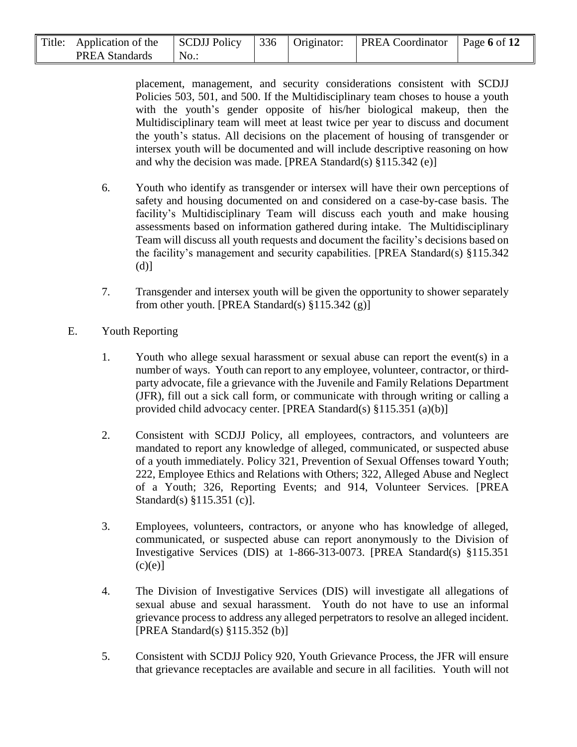placement, management, and security considerations consistent with SCDJJ Policies 503, 501, and 500. If the Multidisciplinary team choses to house a youth with the youth's gender opposite of his/her biological makeup, then the Multidisciplinary team will meet at least twice per year to discuss and document the youth's status. All decisions on the placement of housing of transgender or intersex youth will be documented and will include descriptive reasoning on how and why the decision was made. [PREA Standard(s) §115.342 (e)]

6. Youth who identify as transgender or intersex will have their own perceptions of safety and housing documented on and considered on a case-by-case basis. The facility's Multidisciplinary Team will discuss each youth and make housing assessments based on information gathered during intake. The Multidisciplinary Team will discuss all youth requests and document the facility's decisions based on the facility's management and security capabilities. [PREA Standard(s) §115.342 (d)]

7. Transgender and intersex youth will be given the opportunity to shower separately from other youth. [PREA Standard(s) §115.342 (g)]

E. Youth Reporting

1. Youth who allege sexual harassment or sexual abuse can report the event(s) in a number of ways. Youth can report to any employee, volunteer, contractor, or third-party advocate, file a grievance with the Juvenile and Family Relations Department (JFR), fill out a sick call form, or communicate with through writing or calling a provided child advocacy center. [PREA Standard(s) §115.351 (a)(b)]

2. Consistent with SCDJJ Policy, all employees, contractors, and volunteers are mandated to report any knowledge of alleged, communicated, or suspected abuse of a youth immediately. Policy 321, Prevention of Sexual Offenses toward Youth; 222, Employee Ethics and Relations with Others; 322, Alleged Abuse and Neglect of a Youth; 326, Reporting Events; and 914, Volunteer Services. [PREA Standard(s) §115.351 (c)].

3. Employees, volunteers, contractors, or anyone who has knowledge of alleged, communicated, or suspected abuse can report anonymously to the Division of Investigative Services (DIS) at 1-866-313-0073. [PREA Standard(s) §115.351 (c)(e)]

4. The Division of Investigative Services (DIS) will investigate all allegations of sexual abuse and sexual harassment. Youth do not have to use an informal grievance process to address any alleged perpetrators to resolve an alleged incident. [PREA Standard(s) §115.352 (b)]

5. Consistent with SCDJJ Policy 920, Youth Grievance Process, the JFR will ensure that grievance receptacles are available and secure in all facilities. Youth will not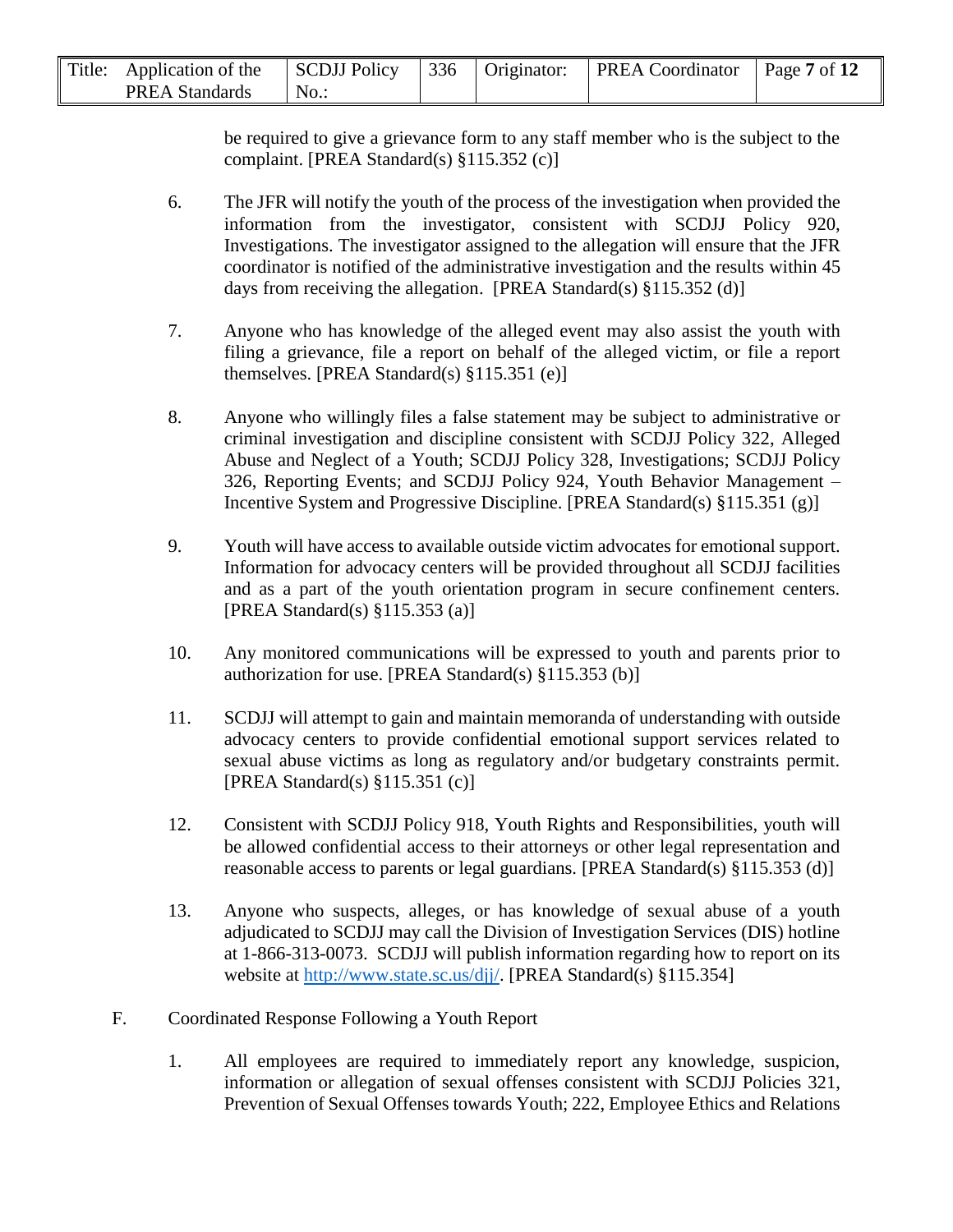be required to give a grievance form to any staff member who is the subject to the complaint. [PREA Standard(s) §115.352 (c)]

6. The JFR will notify the youth of the process of the investigation when provided the information from the investigator, consistent with SCDJJ Policy 920, Investigations. The investigator assigned to the allegation will ensure that the JFR coordinator is notified of the administrative investigation and the results within 45 days from receiving the allegation. [PREA Standard(s) §115.352 (d)]

7. Anyone who has knowledge of the alleged event may also assist the youth with filing a grievance, file a report on behalf of the alleged victim, or file a report themselves. [PREA Standard(s) §115.351 (e)]

8. Anyone who willingly files a false statement may be subject to administrative or criminal investigation and discipline consistent with SCDJJ Policy 322, Alleged Abuse and Neglect of a Youth; SCDJJ Policy 328, Investigations; SCDJJ Policy 326, Reporting Events; and SCDJJ Policy 924, Youth Behavior Management – Incentive System and Progressive Discipline. [PREA Standard(s) §115.351 (g)]

9. Youth will have access to available outside victim advocates for emotional support. Information for advocacy centers will be provided throughout all SCDJJ facilities and as a part of the youth orientation program in secure confinement centers. [PREA Standard(s) §115.353 (a)]

10. Any monitored communications will be expressed to youth and parents prior to authorization for use. [PREA Standard(s) §115.353 (b)]

11. SCDJJ will attempt to gain and maintain memoranda of understanding with outside advocacy centers to provide confidential emotional support services related to sexual abuse victims as long as regulatory and/or budgetary constraints permit. [PREA Standard(s) §115.351 (c)]

12. Consistent with SCDJJ Policy 918, Youth Rights and Responsibilities, youth will be allowed confidential access to their attorneys or other legal representation and reasonable access to parents or legal guardians. [PREA Standard(s) §115.353 (d)]

13. Anyone who suspects, alleges, or has knowledge of sexual abuse of a youth adjudicated to SCDJJ may call the Division of Investigation Services (DIS) hotline at 1-866-313-0073. SCDJJ will publish information regarding how to report on its website at http://www.state.sc.us/djj/. [PREA Standard(s) §115.354]

F. Coordinated Response Following a Youth Report

1. All employees are required to immediately report any knowledge, suspicion, information or allegation of sexual offenses consistent with SCDJJ Policies 321, Prevention of Sexual Offenses towards Youth; 222, Employee Ethics and Relations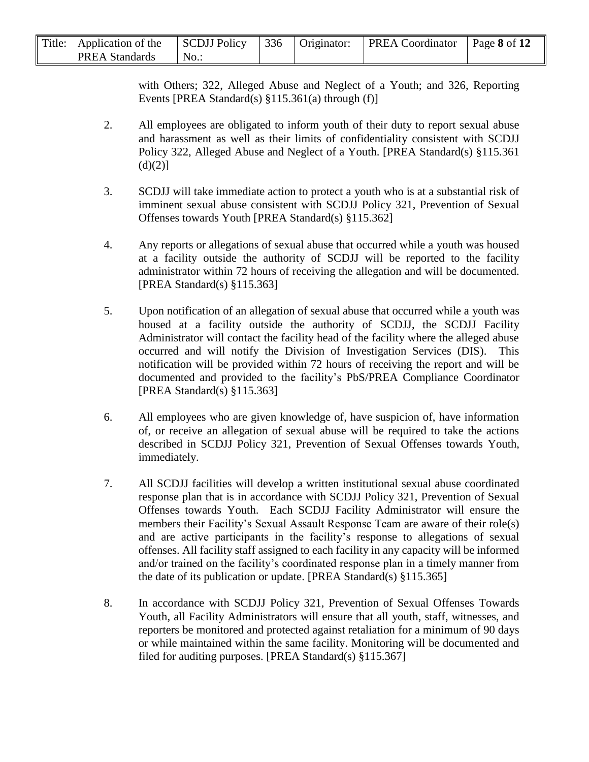with Others; 322, Alleged Abuse and Neglect of a Youth; and 326, Reporting Events [PREA Standard(s) §115.361(a) through (f)]

2. All employees are obligated to inform youth of their duty to report sexual abuse and harassment as well as their limits of confidentiality consistent with SCDJJ Policy 322, Alleged Abuse and Neglect of a Youth. [PREA Standard(s) §115.361 (d)(2)]

3. SCDJJ will take immediate action to protect a youth who is at a substantial risk of imminent sexual abuse consistent with SCDJJ Policy 321, Prevention of Sexual Offenses towards Youth [PREA Standard(s) §115.362]

4. Any reports or allegations of sexual abuse that occurred while a youth was housed at a facility outside the authority of SCDJJ will be reported to the facility administrator within 72 hours of receiving the allegation and will be documented. [PREA Standard(s) §115.363]

5. Upon notification of an allegation of sexual abuse that occurred while a youth was housed at a facility outside the authority of SCDJJ, the SCDJJ Facility Administrator will contact the facility head of the facility where the alleged abuse occurred and will notify the Division of Investigation Services (DIS). This notification will be provided within 72 hours of receiving the report and will be documented and provided to the facility's PbS/PREA Compliance Coordinator [PREA Standard(s) §115.363]

6. All employees who are given knowledge of, have suspicion of, have information of, or receive an allegation of sexual abuse will be required to take the actions described in SCDJJ Policy 321, Prevention of Sexual Offenses towards Youth, immediately.

7. All SCDJJ facilities will develop a written institutional sexual abuse coordinated response plan that is in accordance with SCDJJ Policy 321, Prevention of Sexual Offenses towards Youth. Each SCDJJ Facility Administrator will ensure the members their Facility's Sexual Assault Response Team are aware of their role(s) and are active participants in the facility's response to allegations of sexual offenses. All facility staff assigned to each facility in any capacity will be informed and/or trained on the facility's coordinated response plan in a timely manner from the date of its publication or update. [PREA Standard(s) §115.365]

8. In accordance with SCDJJ Policy 321, Prevention of Sexual Offenses Towards Youth, all Facility Administrators will ensure that all youth, staff, witnesses, and reporters be monitored and protected against retaliation for a minimum of 90 days or while maintained within the same facility. Monitoring will be documented and filed for auditing purposes. [PREA Standard(s) §115.367]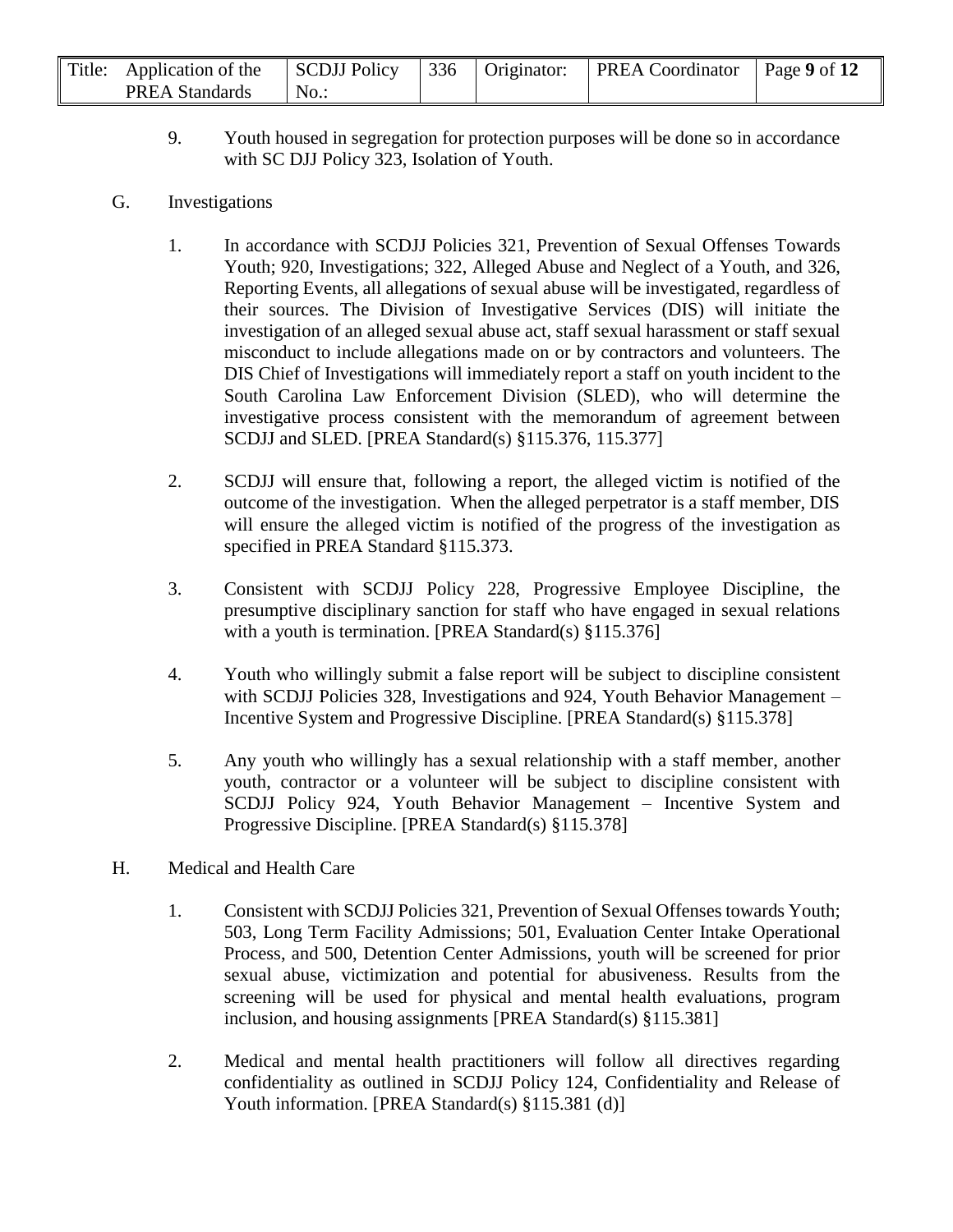9. Youth housed in segregation for protection purposes will be done so in accordance with SC DJJ Policy 323, Isolation of Youth.

G. Investigations

1. In accordance with SCDJJ Policies 321, Prevention of Sexual Offenses Towards Youth; 920, Investigations; 322, Alleged Abuse and Neglect of a Youth, and 326, Reporting Events, all allegations of sexual abuse will be investigated, regardless of their sources. The Division of Investigative Services (DIS) will initiate the investigation of an alleged sexual abuse act, staff sexual harassment or staff sexual misconduct to include allegations made on or by contractors and volunteers. The DIS Chief of Investigations will immediately report a staff on youth incident to the South Carolina Law Enforcement Division (SLED), who will determine the investigative process consistent with the memorandum of agreement between SCDJJ and SLED. [PREA Standard(s) §115.376, 115.377]

2. SCDJJ will ensure that, following a report, the alleged victim is notified of the outcome of the investigation. When the alleged perpetrator is a staff member, DIS will ensure the alleged victim is notified of the progress of the investigation as specified in PREA Standard §115.373.

3. Consistent with SCDJJ Policy 228, Progressive Employee Discipline, the presumptive disciplinary sanction for staff who have engaged in sexual relations with a youth is termination. [PREA Standard(s) §115.376]

4. Youth who willingly submit a false report will be subject to discipline consistent with SCDJJ Policies 328, Investigations and 924, Youth Behavior Management – Incentive System and Progressive Discipline. [PREA Standard(s) §115.378]

5. Any youth who willingly has a sexual relationship with a staff member, another youth, contractor or a volunteer will be subject to discipline consistent with SCDJJ Policy 924, Youth Behavior Management – Incentive System and Progressive Discipline. [PREA Standard(s) §115.378]

H. Medical and Health Care

1. Consistent with SCDJJ Policies 321, Prevention of Sexual Offenses towards Youth; 503, Long Term Facility Admissions; 501, Evaluation Center Intake Operational Process, and 500, Detention Center Admissions, youth will be screened for prior sexual abuse, victimization and potential for abusiveness. Results from the screening will be used for physical and mental health evaluations, program inclusion, and housing assignments [PREA Standard(s) §115.381]

2. Medical and mental health practitioners will follow all directives regarding confidentiality as outlined in SCDJJ Policy 124, Confidentiality and Release of Youth information. [PREA Standard(s) §115.381 (d)]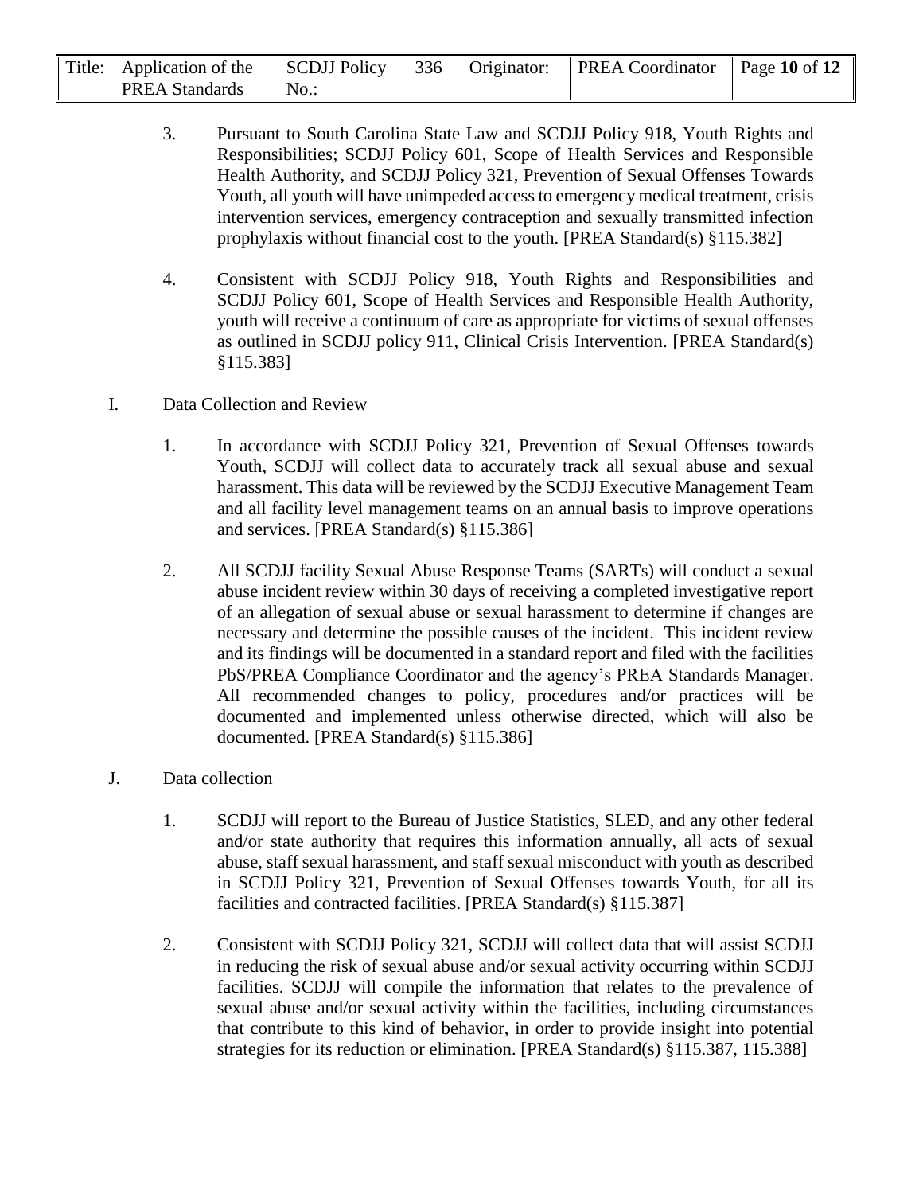3. Pursuant to South Carolina State Law and SCDJJ Policy 918, Youth Rights and Responsibilities; SCDJJ Policy 601, Scope of Health Services and Responsible Health Authority, and SCDJJ Policy 321, Prevention of Sexual Offenses Towards Youth, all youth will have unimpeded access to emergency medical treatment, crisis intervention services, emergency contraception and sexually transmitted infection prophylaxis without financial cost to the youth. [PREA Standard(s) §115.382]

4. Consistent with SCDJJ Policy 918, Youth Rights and Responsibilities and SCDJJ Policy 601, Scope of Health Services and Responsible Health Authority, youth will receive a continuum of care as appropriate for victims of sexual offenses as outlined in SCDJJ policy 911, Clinical Crisis Intervention. [PREA Standard(s) §115.383]

I. Data Collection and Review

1. In accordance with SCDJJ Policy 321, Prevention of Sexual Offenses towards Youth, SCDJJ will collect data to accurately track all sexual abuse and sexual harassment. This data will be reviewed by the SCDJJ Executive Management Team and all facility level management teams on an annual basis to improve operations and services. [PREA Standard(s) §115.386]

2. All SCDJJ facility Sexual Abuse Response Teams (SARTs) will conduct a sexual abuse incident review within 30 days of receiving a completed investigative report of an allegation of sexual abuse or sexual harassment to determine if changes are necessary and determine the possible causes of the incident. This incident review and its findings will be documented in a standard report and filed with the facilities PbS/PREA Compliance Coordinator and the agency's PREA Standards Manager. All recommended changes to policy, procedures and/or practices will be documented and implemented unless otherwise directed, which will also be documented. [PREA Standard(s) §115.386]

J. Data collection

1. SCDJJ will report to the Bureau of Justice Statistics, SLED, and any other federal and/or state authority that requires this information annually, all acts of sexual abuse, staff sexual harassment, and staff sexual misconduct with youth as described in SCDJJ Policy 321, Prevention of Sexual Offenses towards Youth, for all its facilities and contracted facilities. [PREA Standard(s) §115.387]

2. Consistent with SCDJJ Policy 321, SCDJJ will collect data that will assist SCDJJ in reducing the risk of sexual abuse and/or sexual activity occurring within SCDJJ facilities. SCDJJ will compile the information that relates to the prevalence of sexual abuse and/or sexual activity within the facilities, including circumstances that contribute to this kind of behavior, in order to provide insight into potential strategies for its reduction or elimination. [PREA Standard(s) §115.387, 115.388]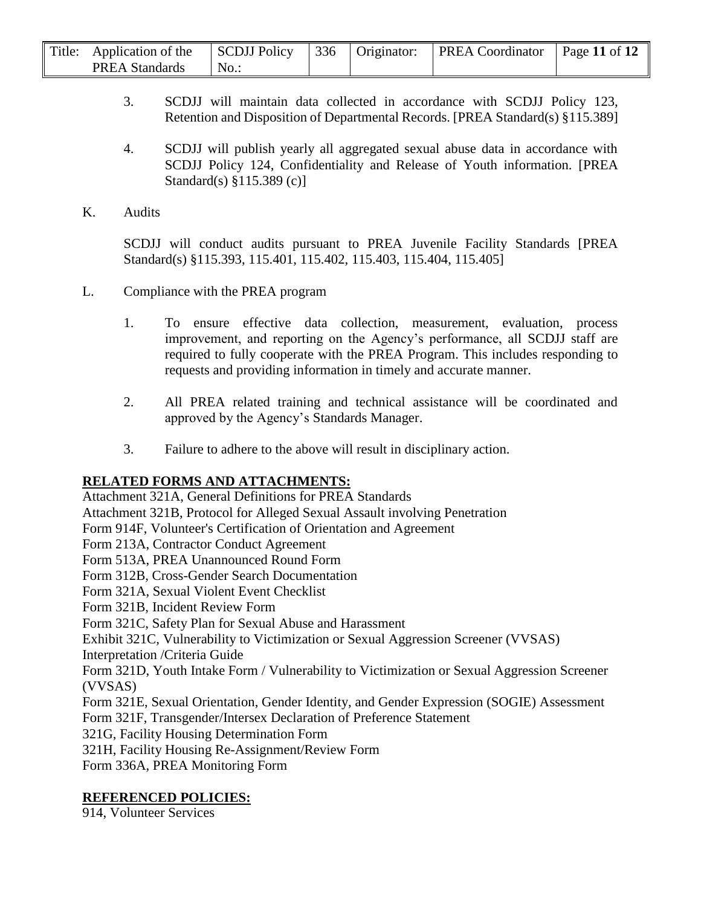3. SCDJJ will maintain data collected in accordance with SCDJJ Policy 123, Retention and Disposition of Departmental Records. [PREA Standard(s) §115.389]

4. SCDJJ will publish yearly all aggregated sexual abuse data in accordance with SCDJJ Policy 124, Confidentiality and Release of Youth information. [PREA Standard(s) §115.389 (c)]

K. Audits

SCDJJ will conduct audits pursuant to PREA Juvenile Facility Standards [PREA Standard(s) §115.393, 115.401, 115.402, 115.403, 115.404, 115.405]

L. Compliance with the PREA program

1. To ensure effective data collection, measurement, evaluation, process improvement, and reporting on the Agency's performance, all SCDJJ staff are required to fully cooperate with the PREA Program. This includes responding to requests and providing information in timely and accurate manner.

2. All PREA related training and technical assistance will be coordinated and approved by the Agency's Standards Manager.

3. Failure to adhere to the above will result in disciplinary action.

**RELATED FORMS AND ATTACHMENTS:**

Attachment 321A, General Definitions for PREA Standards
Attachment 321B, Protocol for Alleged Sexual Assault involving Penetration
Form 914F, Volunteer's Certification of Orientation and Agreement
Form 213A, Contractor Conduct Agreement
Form 513A, PREA Unannounced Round Form
Form 312B, Cross-Gender Search Documentation
Form 321A, Sexual Violent Event Checklist
Form 321B, Incident Review Form
Form 321C, Safety Plan for Sexual Abuse and Harassment
Exhibit 321C, Vulnerability to Victimization or Sexual Aggression Screener (VVSAS) Interpretation /Criteria Guide
Form 321D, Youth Intake Form / Vulnerability to Victimization or Sexual Aggression Screener (VVSAS)
Form 321E, Sexual Orientation, Gender Identity, and Gender Expression (SOGIE) Assessment
Form 321F, Transgender/Intersex Declaration of Preference Statement
321G, Facility Housing Determination Form
321H, Facility Housing Re-Assignment/Review Form
Form 336A, PREA Monitoring Form

**REFERENCED POLICIES:**

914, Volunteer Services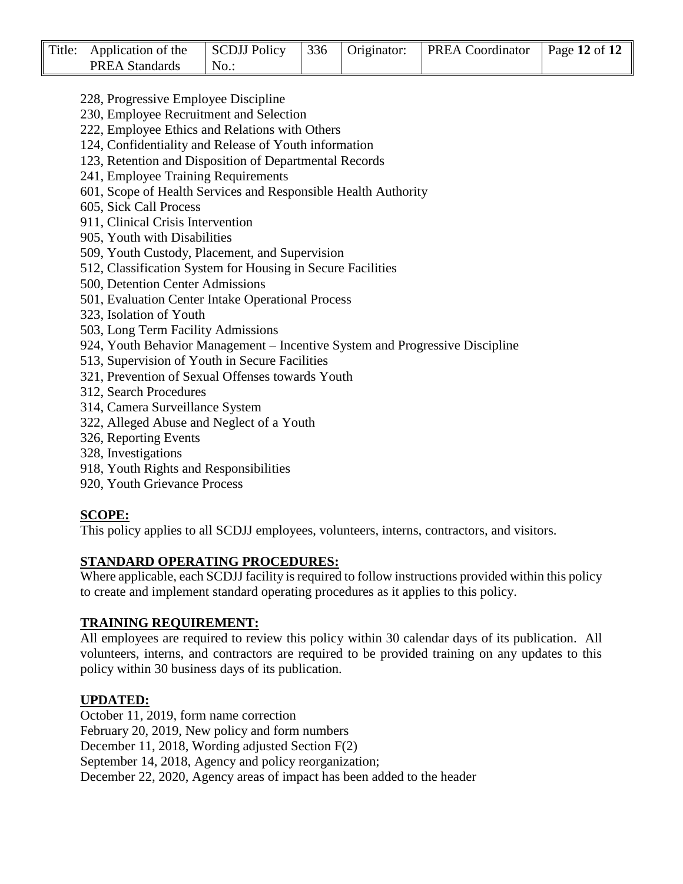228, Progressive Employee Discipline
230, Employee Recruitment and Selection
222, Employee Ethics and Relations with Others
124, Confidentiality and Release of Youth information
123, Retention and Disposition of Departmental Records
241, Employee Training Requirements
601, Scope of Health Services and Responsible Health Authority
605, Sick Call Process
911, Clinical Crisis Intervention
905, Youth with Disabilities
509, Youth Custody, Placement, and Supervision
512, Classification System for Housing in Secure Facilities
500, Detention Center Admissions
501, Evaluation Center Intake Operational Process
323, Isolation of Youth
503, Long Term Facility Admissions
924, Youth Behavior Management – Incentive System and Progressive Discipline
513, Supervision of Youth in Secure Facilities
321, Prevention of Sexual Offenses towards Youth
312, Search Procedures
314, Camera Surveillance System
322, Alleged Abuse and Neglect of a Youth
326, Reporting Events
328, Investigations
918, Youth Rights and Responsibilities
920, Youth Grievance Process

**SCOPE:**

This policy applies to all SCDJJ employees, volunteers, interns, contractors, and visitors.

**STANDARD OPERATING PROCEDURES:**

Where applicable, each SCDJJ facility is required to follow instructions provided within this policy to create and implement standard operating procedures as it applies to this policy.

**TRAINING REQUIREMENT:**

All employees are required to review this policy within 30 calendar days of its publication. All volunteers, interns, and contractors are required to be provided training on any updates to this policy within 30 business days of its publication.

**UPDATED:**

October 11, 2019, form name correction
February 20, 2019, New policy and form numbers
December 11, 2018, Wording adjusted Section F(2)
September 14, 2018, Agency and policy reorganization;
December 22, 2020, Agency areas of impact has been added to the header